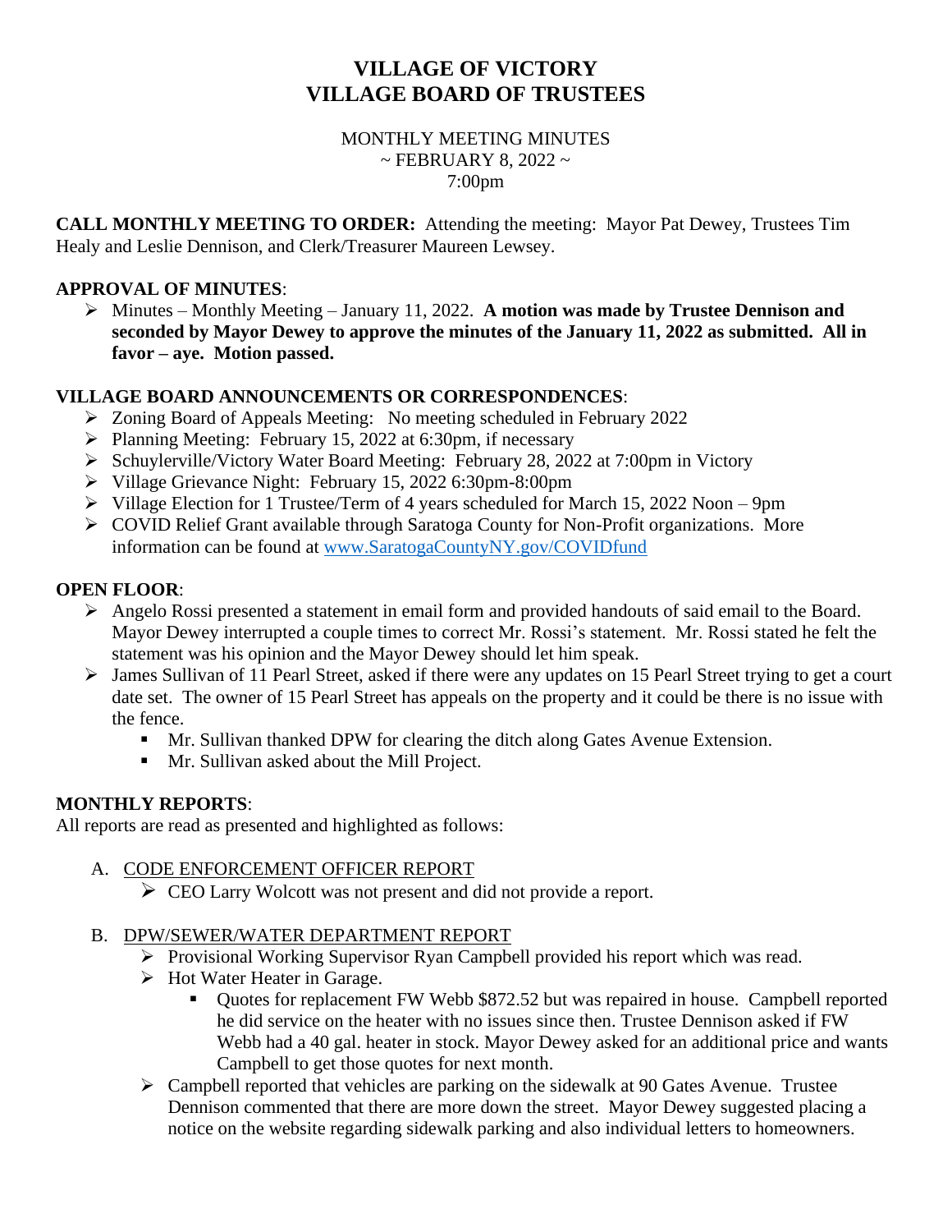# VILLAGE OF VICTORY
# VILLAGE BOARD OF TRUSTEES

MONTHLY MEETING MINUTES
~ FEBRUARY 8, 2022 ~
7:00pm

**CALL MONTHLY MEETING TO ORDER:** Attending the meeting: Mayor Pat Dewey, Trustees Tim Healy and Leslie Dennison, and Clerk/Treasurer Maureen Lewsey.

**APPROVAL OF MINUTES**:

- Minutes – Monthly Meeting – January 11, 2022. **A motion was made by Trustee Dennison and seconded by Mayor Dewey to approve the minutes of the January 11, 2022 as submitted. All in favor – aye. Motion passed.**

**VILLAGE BOARD ANNOUNCEMENTS OR CORRESPONDENCES**:

- Zoning Board of Appeals Meeting: No meeting scheduled in February 2022
- Planning Meeting: February 15, 2022 at 6:30pm, if necessary
- Schuylerville/Victory Water Board Meeting: February 28, 2022 at 7:00pm in Victory
- Village Grievance Night: February 15, 2022 6:30pm-8:00pm
- Village Election for 1 Trustee/Term of 4 years scheduled for March 15, 2022 Noon – 9pm
- COVID Relief Grant available through Saratoga County for Non-Profit organizations. More information can be found at www.SaratogaCountyNY.gov/COVIDfund

**OPEN FLOOR**:

- Angelo Rossi presented a statement in email form and provided handouts of said email to the Board. Mayor Dewey interrupted a couple times to correct Mr. Rossi's statement. Mr. Rossi stated he felt the statement was his opinion and the Mayor Dewey should let him speak.
- James Sullivan of 11 Pearl Street, asked if there were any updates on 15 Pearl Street trying to get a court date set. The owner of 15 Pearl Street has appeals on the property and it could be there is no issue with the fence.
  - Mr. Sullivan thanked DPW for clearing the ditch along Gates Avenue Extension.
  - Mr. Sullivan asked about the Mill Project.

**MONTHLY REPORTS**:

All reports are read as presented and highlighted as follows:

A. CODE ENFORCEMENT OFFICER REPORT
   - CEO Larry Wolcott was not present and did not provide a report.

B. DPW/SEWER/WATER DEPARTMENT REPORT
   - Provisional Working Supervisor Ryan Campbell provided his report which was read.
   - Hot Water Heater in Garage.
     - Quotes for replacement FW Webb $872.52 but was repaired in house. Campbell reported he did service on the heater with no issues since then. Trustee Dennison asked if FW Webb had a 40 gal. heater in stock. Mayor Dewey asked for an additional price and wants Campbell to get those quotes for next month.
   - Campbell reported that vehicles are parking on the sidewalk at 90 Gates Avenue. Trustee Dennison commented that there are more down the street. Mayor Dewey suggested placing a notice on the website regarding sidewalk parking and also individual letters to homeowners.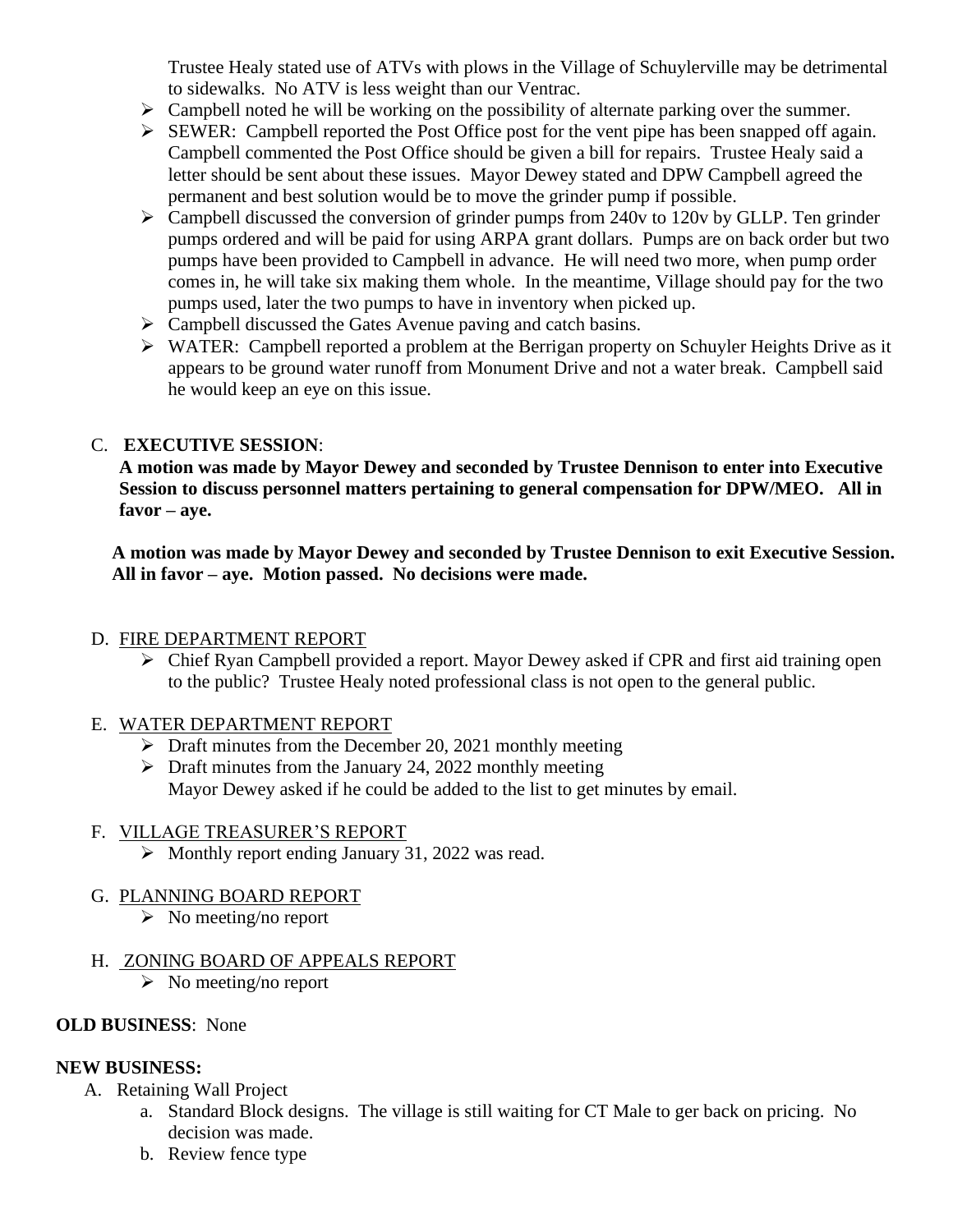Trustee Healy stated use of ATVs with plows in the Village of Schuylerville may be detrimental to sidewalks. No ATV is less weight than our Ventrac.

- Campbell noted he will be working on the possibility of alternate parking over the summer.
- SEWER: Campbell reported the Post Office post for the vent pipe has been snapped off again. Campbell commented the Post Office should be given a bill for repairs. Trustee Healy said a letter should be sent about these issues. Mayor Dewey stated and DPW Campbell agreed the permanent and best solution would be to move the grinder pump if possible.
- Campbell discussed the conversion of grinder pumps from 240v to 120v by GLLP. Ten grinder pumps ordered and will be paid for using ARPA grant dollars. Pumps are on back order but two pumps have been provided to Campbell in advance. He will need two more, when pump order comes in, he will take six making them whole. In the meantime, Village should pay for the two pumps used, later the two pumps to have in inventory when picked up.
- Campbell discussed the Gates Avenue paving and catch basins.
- WATER: Campbell reported a problem at the Berrigan property on Schuyler Heights Drive as it appears to be ground water runoff from Monument Drive and not a water break. Campbell said he would keep an eye on this issue.

C. **EXECUTIVE SESSION**:

**A motion was made by Mayor Dewey and seconded by Trustee Dennison to enter into Executive Session to discuss personnel matters pertaining to general compensation for DPW/MEO. All in favor – aye.**

**A motion was made by Mayor Dewey and seconded by Trustee Dennison to exit Executive Session. All in favor – aye. Motion passed. No decisions were made.**

D. FIRE DEPARTMENT REPORT

- Chief Ryan Campbell provided a report. Mayor Dewey asked if CPR and first aid training open to the public? Trustee Healy noted professional class is not open to the general public.

E. WATER DEPARTMENT REPORT

- Draft minutes from the December 20, 2021 monthly meeting
- Draft minutes from the January 24, 2022 monthly meeting
  Mayor Dewey asked if he could be added to the list to get minutes by email.

F. VILLAGE TREASURER'S REPORT

- Monthly report ending January 31, 2022 was read.

G. PLANNING BOARD REPORT

- No meeting/no report

H. ZONING BOARD OF APPEALS REPORT

- No meeting/no report

**OLD BUSINESS**: None

**NEW BUSINESS:**

A. Retaining Wall Project
   a. Standard Block designs. The village is still waiting for CT Male to ger back on pricing. No decision was made.
   b. Review fence type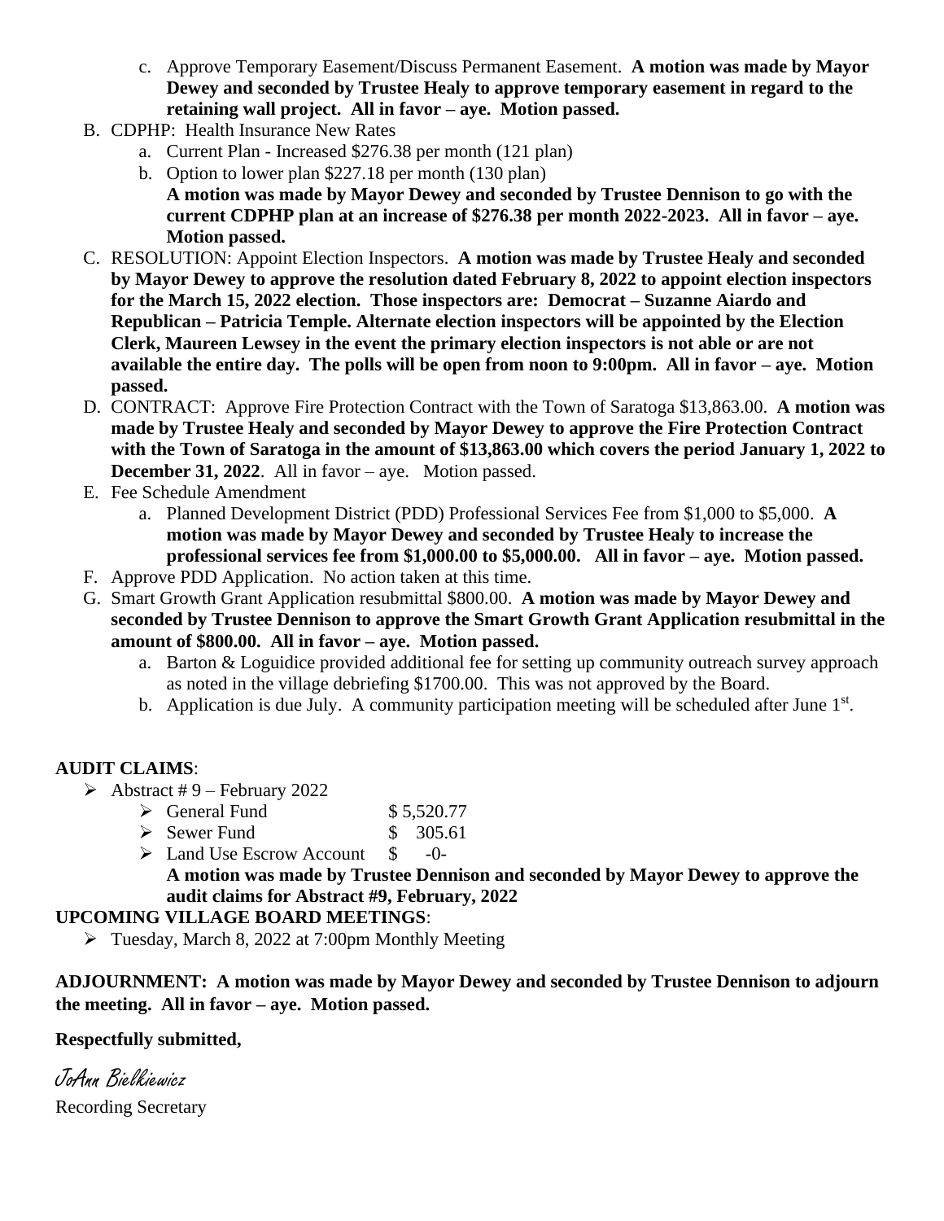c. Approve Temporary Easement/Discuss Permanent Easement. **A motion was made by Mayor Dewey and seconded by Trustee Healy to approve temporary easement in regard to the retaining wall project. All in favor – aye. Motion passed.**

B. CDPHP: Health Insurance New Rates
   a. Current Plan - Increased $276.38 per month (121 plan)
   b. Option to lower plan $227.18 per month (130 plan)
   **A motion was made by Mayor Dewey and seconded by Trustee Dennison to go with the current CDPHP plan at an increase of $276.38 per month 2022-2023. All in favor – aye. Motion passed.**

C. RESOLUTION: Appoint Election Inspectors. **A motion was made by Trustee Healy and seconded by Mayor Dewey to approve the resolution dated February 8, 2022 to appoint election inspectors for the March 15, 2022 election. Those inspectors are: Democrat – Suzanne Aiardo and Republican – Patricia Temple. Alternate election inspectors will be appointed by the Election Clerk, Maureen Lewsey in the event the primary election inspectors is not able or are not available the entire day. The polls will be open from noon to 9:00pm. All in favor – aye. Motion passed.**

D. CONTRACT: Approve Fire Protection Contract with the Town of Saratoga $13,863.00. **A motion was made by Trustee Healy and seconded by Mayor Dewey to approve the Fire Protection Contract with the Town of Saratoga in the amount of $13,863.00 which covers the period January 1, 2022 to December 31, 2022**. All in favor – aye. Motion passed.

E. Fee Schedule Amendment
   a. Planned Development District (PDD) Professional Services Fee from $1,000 to $5,000. **A motion was made by Mayor Dewey and seconded by Trustee Healy to increase the professional services fee from $1,000.00 to $5,000.00. All in favor – aye. Motion passed.**

F. Approve PDD Application. No action taken at this time.

G. Smart Growth Grant Application resubmittal $800.00. **A motion was made by Mayor Dewey and seconded by Trustee Dennison to approve the Smart Growth Grant Application resubmittal in the amount of $800.00. All in favor – aye. Motion passed.**
   a. Barton & Loguidice provided additional fee for setting up community outreach survey approach as noted in the village debriefing $1700.00. This was not approved by the Board.
   b. Application is due July. A community participation meeting will be scheduled after June 1st.

**AUDIT CLAIMS**:

- Abstract # 9 – February 2022
  - General Fund $ 5,520.77
  - Sewer Fund $ 305.61
  - Land Use Escrow Account $ -0-

  **A motion was made by Trustee Dennison and seconded by Mayor Dewey to approve the audit claims for Abstract #9, February, 2022**

**UPCOMING VILLAGE BOARD MEETINGS**:

- Tuesday, March 8, 2022 at 7:00pm Monthly Meeting

**ADJOURNMENT: A motion was made by Mayor Dewey and seconded by Trustee Dennison to adjourn the meeting. All in favor – aye. Motion passed.**

**Respectfully submitted,**

*JoAnn Bielkiewicz*
Recording Secretary